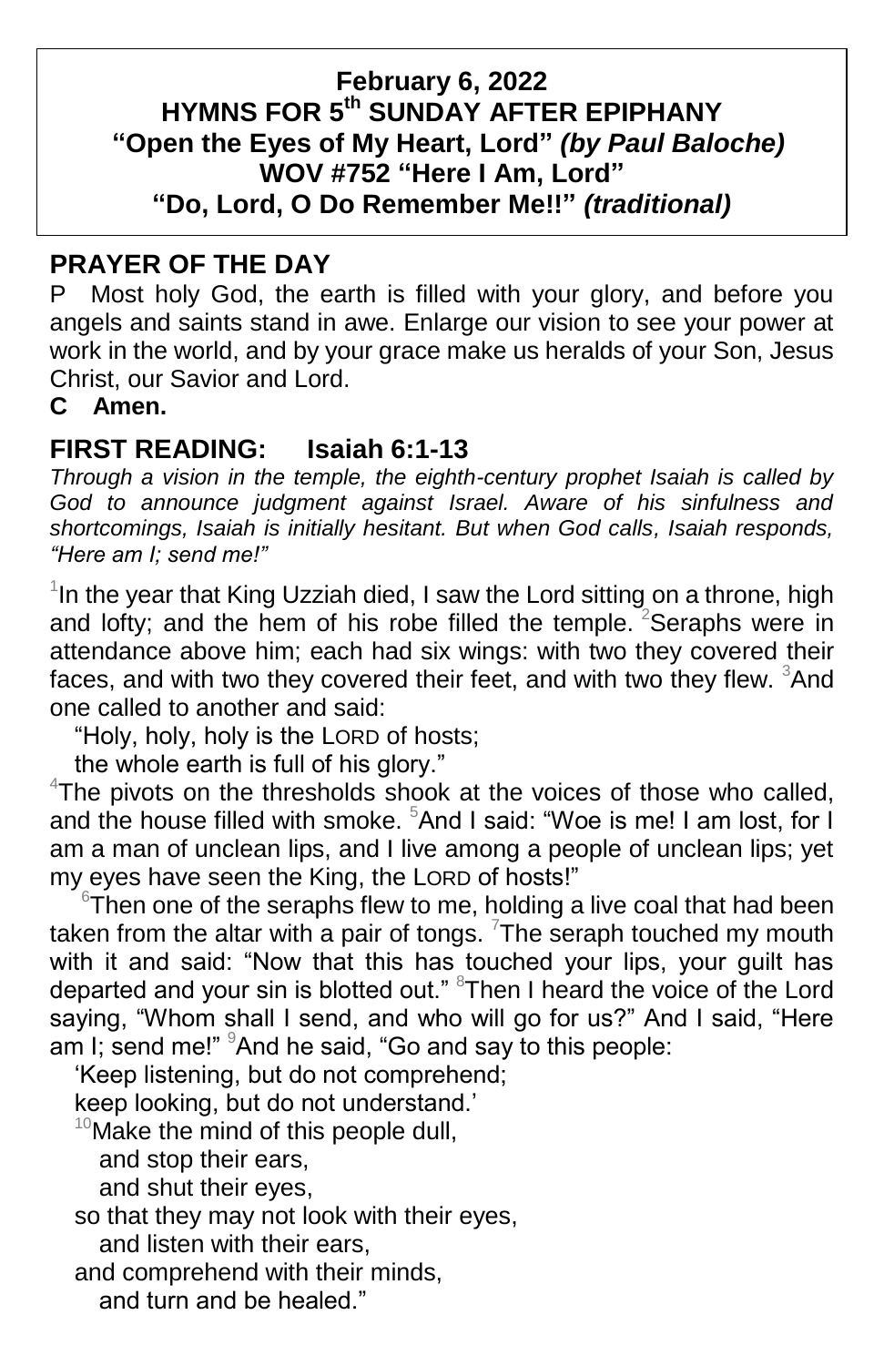**February 6, 2022**
**HYMNS FOR 5th SUNDAY AFTER EPIPHANY**
**"Open the Eyes of My Heart, Lord"** ***(by Paul Baloche)***
**WOV #752 "Here I Am, Lord"**
**"Do, Lord, O Do Remember Me!!"** ***(traditional)***

## PRAYER OF THE DAY

P Most holy God, the earth is filled with your glory, and before you angels and saints stand in awe. Enlarge our vision to see your power at work in the world, and by your grace make us heralds of your Son, Jesus Christ, our Savior and Lord.

**C Amen.**

## FIRST READING: Isaiah 6:1-13

*Through a vision in the temple, the eighth-century prophet Isaiah is called by God to announce judgment against Israel. Aware of his sinfulness and shortcomings, Isaiah is initially hesitant. But when God calls, Isaiah responds, "Here am I; send me!"*

[1]In the year that King Uzziah died, I saw the Lord sitting on a throne, high and lofty; and the hem of his robe filled the temple. [2]Seraphs were in attendance above him; each had six wings: with two they covered their faces, and with two they covered their feet, and with two they flew. [3]And one called to another and said:

"Holy, holy, holy is the LORD of hosts;
the whole earth is full of his glory."

[4]The pivots on the thresholds shook at the voices of those who called, and the house filled with smoke. [5]And I said: "Woe is me! I am lost, for I am a man of unclean lips, and I live among a people of unclean lips; yet my eyes have seen the King, the LORD of hosts!"

[6]Then one of the seraphs flew to me, holding a live coal that had been taken from the altar with a pair of tongs. [7]The seraph touched my mouth with it and said: "Now that this has touched your lips, your guilt has departed and your sin is blotted out." [8]Then I heard the voice of the Lord saying, "Whom shall I send, and who will go for us?" And I said, "Here am I; send me!" [9]And he said, "Go and say to this people:

'Keep listening, but do not comprehend;
keep looking, but do not understand.'
[10]Make the mind of this people dull,
and stop their ears,
and shut their eyes,
so that they may not look with their eyes,
and listen with their ears,
and comprehend with their minds,
and turn and be healed."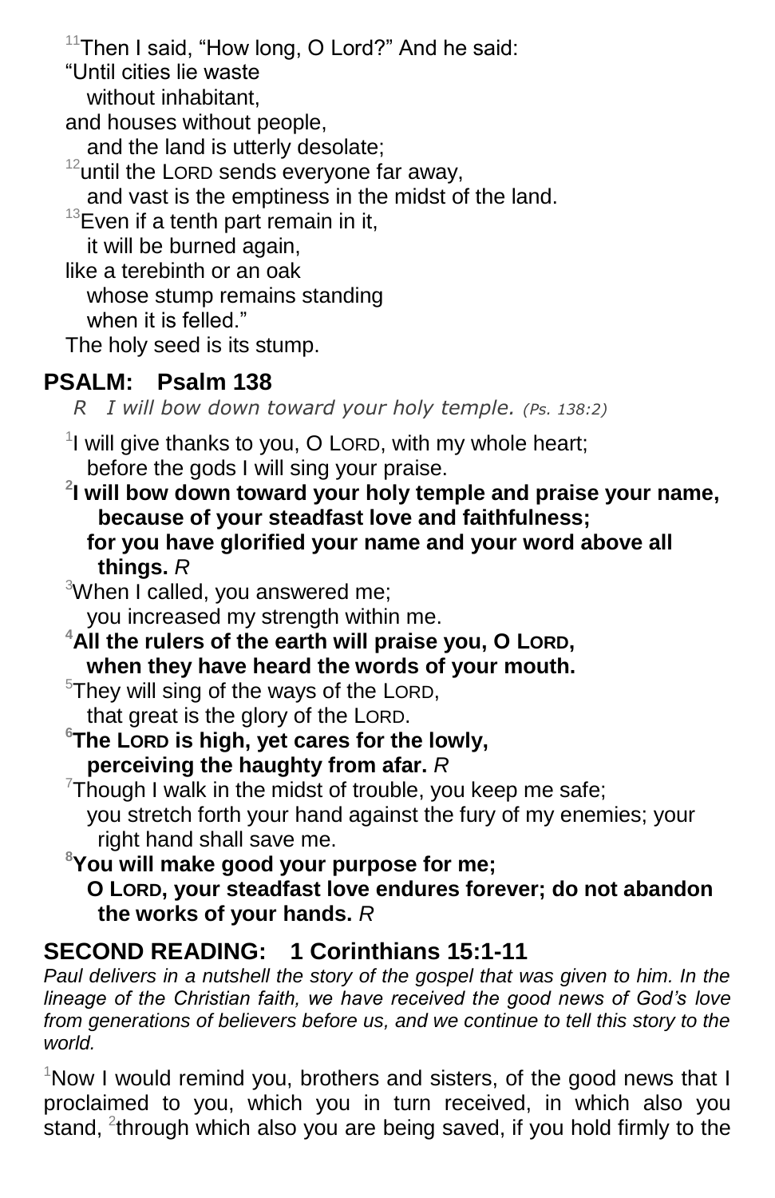[11]Then I said, "How long, O Lord?" And he said:
"Until cities lie waste
without inhabitant,
and houses without people,
and the land is utterly desolate;
[12]until the LORD sends everyone far away,
and vast is the emptiness in the midst of the land.
[13]Even if a tenth part remain in it,
it will be burned again,
like a terebinth or an oak
whose stump remains standing
when it is felled."
The holy seed is its stump.

## PSALM: Psalm 138

*R I will bow down toward your holy temple. (Ps. 138:2)*

[1]I will give thanks to you, O LORD, with my whole heart;
before the gods I will sing your praise.
**[2]I will bow down toward your holy temple and praise your name, because of your steadfast love and faithfulness;**
**for you have glorified your name and your word above all things.** *R*
[3]When I called, you answered me;
you increased my strength within me.
**[4]All the rulers of the earth will praise you, O LORD,**
**when they have heard the words of your mouth.**
[5]They will sing of the ways of the LORD,
that great is the glory of the LORD.
**[6]The LORD is high, yet cares for the lowly,**
**perceiving the haughty from afar.** *R*
[7]Though I walk in the midst of trouble, you keep me safe;
you stretch forth your hand against the fury of my enemies; your right hand shall save me.
**[8]You will make good your purpose for me;**
**O LORD, your steadfast love endures forever; do not abandon the works of your hands.** *R*

## SECOND READING: 1 Corinthians 15:1-11

*Paul delivers in a nutshell the story of the gospel that was given to him. In the lineage of the Christian faith, we have received the good news of God's love from generations of believers before us, and we continue to tell this story to the world.*

[1]Now I would remind you, brothers and sisters, of the good news that I proclaimed to you, which you in turn received, in which also you stand, [2]through which also you are being saved, if you hold firmly to the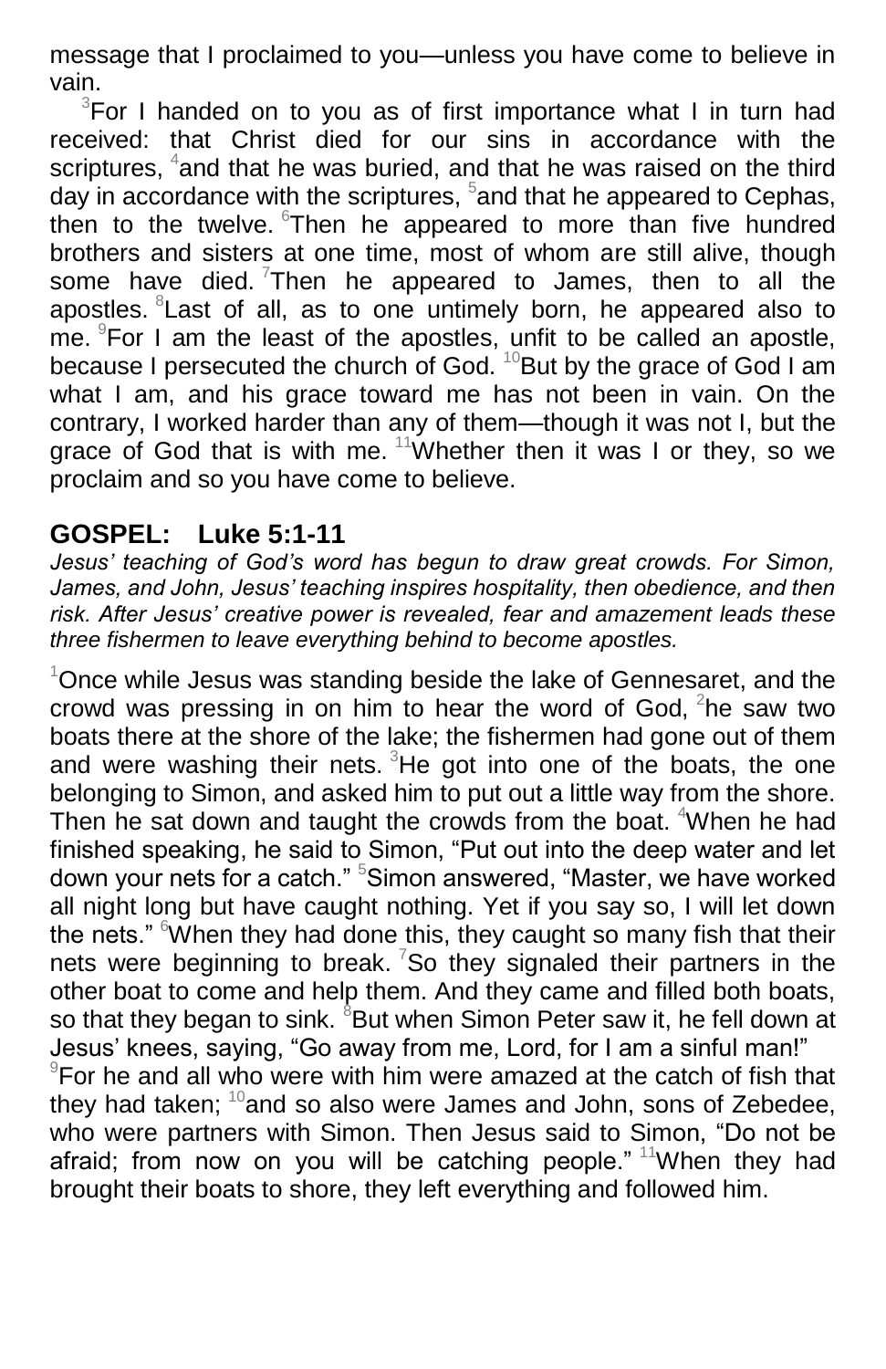message that I proclaimed to you—unless you have come to believe in vain.

[3]For I handed on to you as of first importance what I in turn had received: that Christ died for our sins in accordance with the scriptures, [4]and that he was buried, and that he was raised on the third day in accordance with the scriptures, [5]and that he appeared to Cephas, then to the twelve. [6]Then he appeared to more than five hundred brothers and sisters at one time, most of whom are still alive, though some have died. [7]Then he appeared to James, then to all the apostles. [8]Last of all, as to one untimely born, he appeared also to me. [9]For I am the least of the apostles, unfit to be called an apostle, because I persecuted the church of God. [10]But by the grace of God I am what I am, and his grace toward me has not been in vain. On the contrary, I worked harder than any of them—though it was not I, but the grace of God that is with me. [11]Whether then it was I or they, so we proclaim and so you have come to believe.

## GOSPEL: Luke 5:1-11

*Jesus' teaching of God's word has begun to draw great crowds. For Simon, James, and John, Jesus' teaching inspires hospitality, then obedience, and then risk. After Jesus' creative power is revealed, fear and amazement leads these three fishermen to leave everything behind to become apostles.*

[1]Once while Jesus was standing beside the lake of Gennesaret, and the crowd was pressing in on him to hear the word of God, [2]he saw two boats there at the shore of the lake; the fishermen had gone out of them and were washing their nets. [3]He got into one of the boats, the one belonging to Simon, and asked him to put out a little way from the shore. Then he sat down and taught the crowds from the boat. [4]When he had finished speaking, he said to Simon, "Put out into the deep water and let down your nets for a catch." [5]Simon answered, "Master, we have worked all night long but have caught nothing. Yet if you say so, I will let down the nets." [6]When they had done this, they caught so many fish that their nets were beginning to break. [7]So they signaled their partners in the other boat to come and help them. And they came and filled both boats, so that they began to sink. [8]But when Simon Peter saw it, he fell down at Jesus' knees, saying, "Go away from me, Lord, for I am a sinful man!" [9]For he and all who were with him were amazed at the catch of fish that they had taken; [10]and so also were James and John, sons of Zebedee, who were partners with Simon. Then Jesus said to Simon, "Do not be afraid; from now on you will be catching people." [11]When they had brought their boats to shore, they left everything and followed him.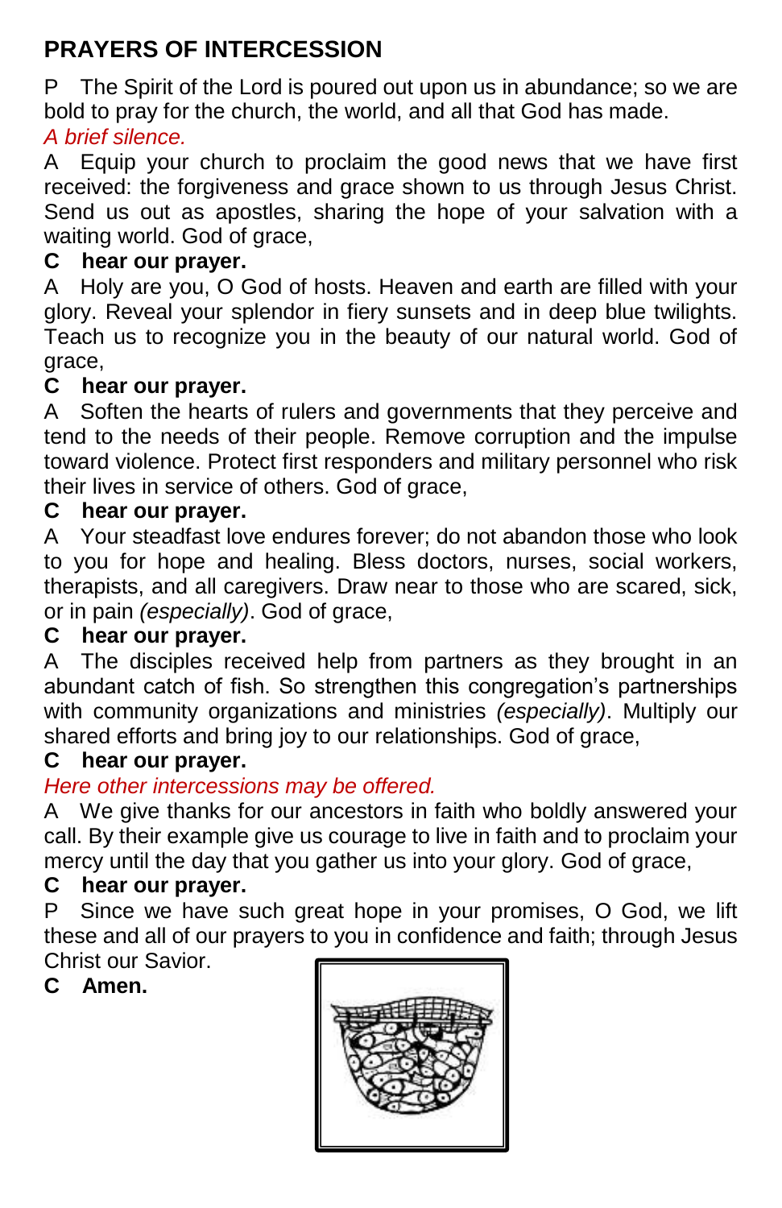## PRAYERS OF INTERCESSION

P The Spirit of the Lord is poured out upon us in abundance; so we are bold to pray for the church, the world, and all that God has made.

*A brief silence.*

A Equip your church to proclaim the good news that we have first received: the forgiveness and grace shown to us through Jesus Christ. Send us out as apostles, sharing the hope of your salvation with a waiting world. God of grace,

**C hear our prayer.**

A Holy are you, O God of hosts. Heaven and earth are filled with your glory. Reveal your splendor in fiery sunsets and in deep blue twilights. Teach us to recognize you in the beauty of our natural world. God of grace,

**C hear our prayer.**

A Soften the hearts of rulers and governments that they perceive and tend to the needs of their people. Remove corruption and the impulse toward violence. Protect first responders and military personnel who risk their lives in service of others. God of grace,

**C hear our prayer.**

A Your steadfast love endures forever; do not abandon those who look to you for hope and healing. Bless doctors, nurses, social workers, therapists, and all caregivers. Draw near to those who are scared, sick, or in pain *(especially)*. God of grace,

**C hear our prayer.**

A The disciples received help from partners as they brought in an abundant catch of fish. So strengthen this congregation's partnerships with community organizations and ministries *(especially)*. Multiply our shared efforts and bring joy to our relationships. God of grace,

**C hear our prayer.**

*Here other intercessions may be offered.*

A We give thanks for our ancestors in faith who boldly answered your call. By their example give us courage to live in faith and to proclaim your mercy until the day that you gather us into your glory. God of grace,

**C hear our prayer.**

P Since we have such great hope in your promises, O God, we lift these and all of our prayers to you in confidence and faith; through Jesus Christ our Savior.

**C Amen.**